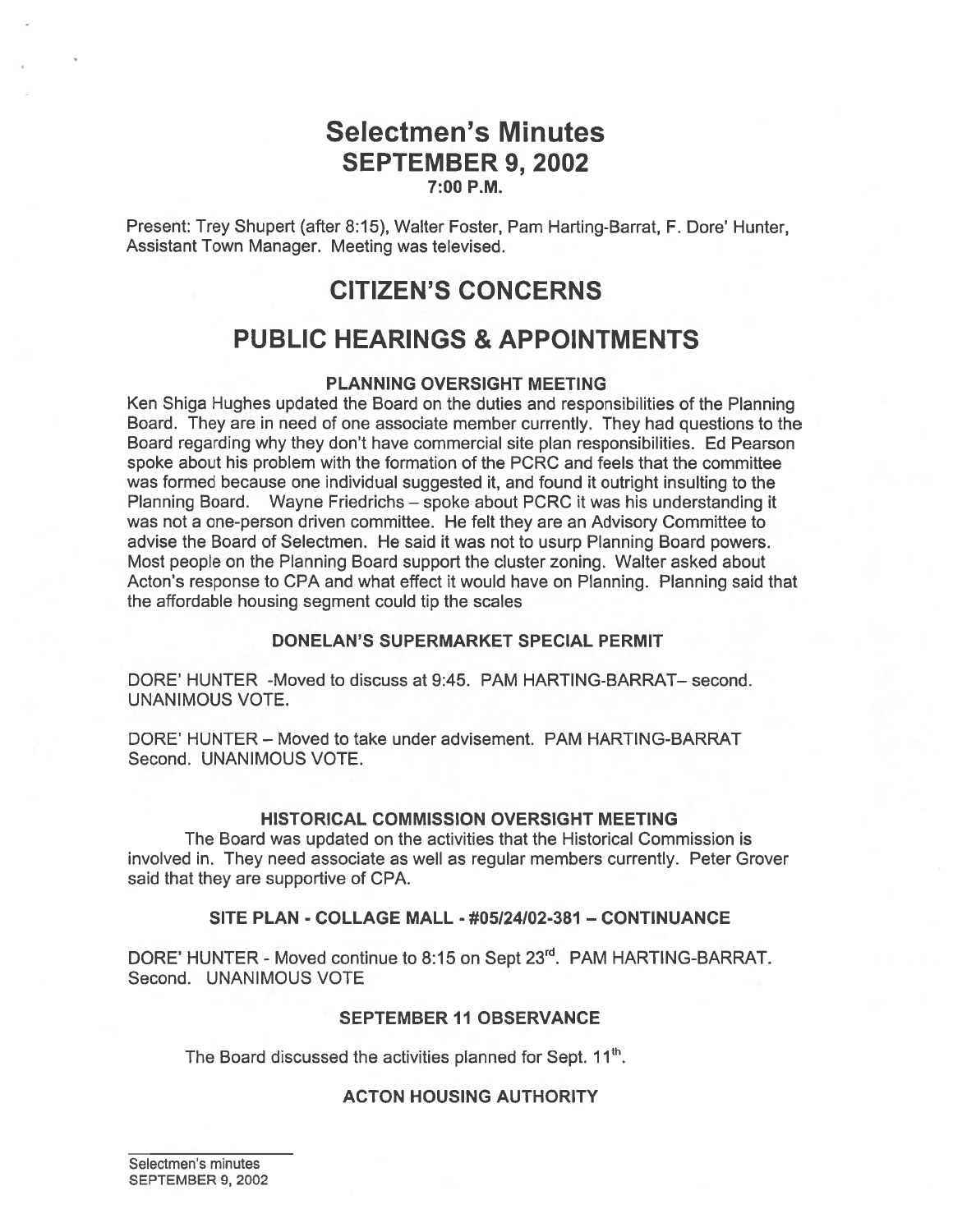# Selectmen's Minutes
## SEPTEMBER 9, 2002
### 7:00 P.M.

Present: Trey Shupert (after 8:15), Walter Foster, Pam Harting-Barrat, F. Dore' Hunter, Assistant Town Manager. Meeting was televised.

# CITIZEN'S CONCERNS

# PUBLIC HEARINGS & APPOINTMENTS

### PLANNING OVERSIGHT MEETING

Ken Shiga Hughes updated the Board on the duties and responsibilities of the Planning Board. They are in need of one associate member currently. They had questions to the Board regarding why they don't have commercial site plan responsibilities. Ed Pearson spoke about his problem with the formation of the PCRC and feels that the committee was formed because one individual suggested it, and found it outright insulting to the Planning Board. Wayne Friedrichs – spoke about PCRC it was his understanding it was not a one-person driven committee. He felt they are an Advisory Committee to advise the Board of Selectmen. He said it was not to usurp Planning Board powers. Most people on the Planning Board support the cluster zoning. Walter asked about Acton's response to CPA and what effect it would have on Planning. Planning said that the affordable housing segment could tip the scales

### DONELAN'S SUPERMARKET SPECIAL PERMIT

DORE' HUNTER -Moved to discuss at 9:45. PAM HARTING-BARRAT– second. UNANIMOUS VOTE.

DORE' HUNTER – Moved to take under advisement. PAM HARTING-BARRAT Second. UNANIMOUS VOTE.

### HISTORICAL COMMISSION OVERSIGHT MEETING

The Board was updated on the activities that the Historical Commission is involved in. They need associate as well as regular members currently. Peter Grover said that they are supportive of CPA.

### SITE PLAN - COLLAGE MALL - #05/24/02-381 – CONTINUANCE

DORE' HUNTER - Moved continue to 8:15 on Sept 23rd. PAM HARTING-BARRAT. Second. UNANIMOUS VOTE

### SEPTEMBER 11 OBSERVANCE

The Board discussed the activities planned for Sept. 11th.

### ACTON HOUSING AUTHORITY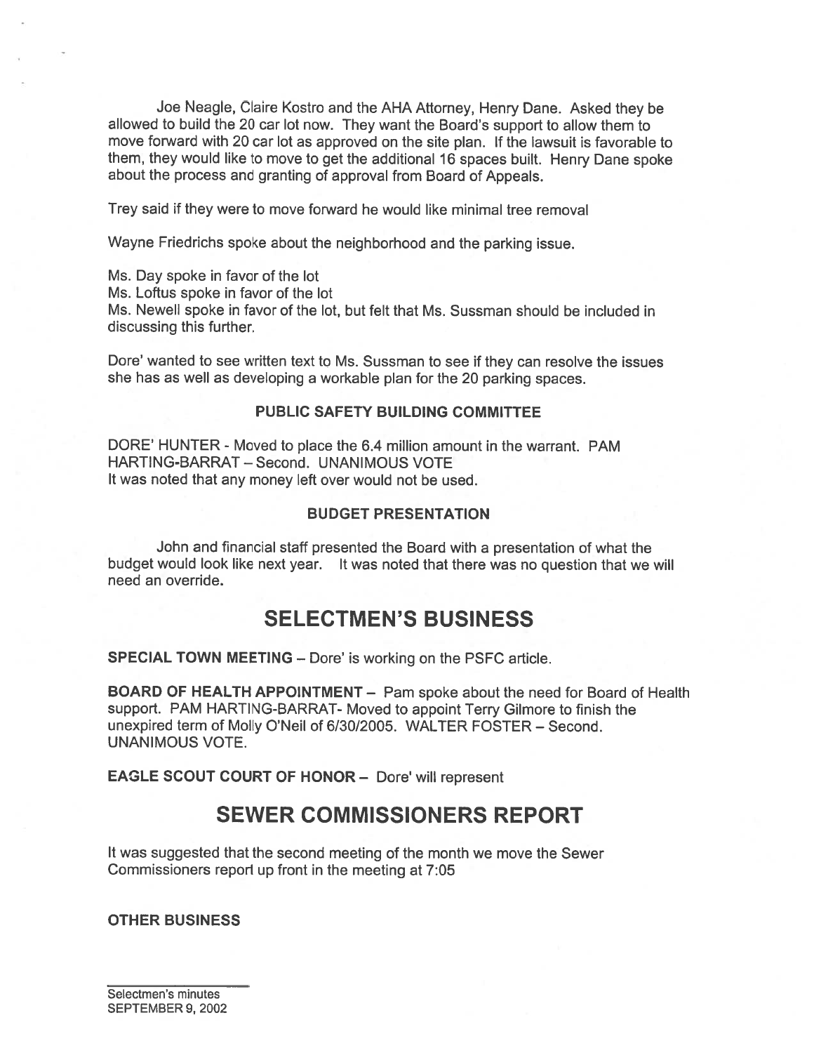Joe Neagle, Claire Kostro and the AHA Attorney, Henry Dane. Asked they be allowed to build the 20 car lot now. They want the Board's support to allow them to move forward with 20 car lot as approved on the site plan. If the lawsuit is favorable to them, they would like to move to get the additional 16 spaces built. Henry Dane spoke about the process and granting of approval from Board of Appeals.

Trey said if they were to move forward he would like minimal tree removal

Wayne Friedrichs spoke about the neighborhood and the parking issue.

Ms. Day spoke in favor of the lot
Ms. Loftus spoke in favor of the lot
Ms. Newell spoke in favor of the lot, but felt that Ms. Sussman should be included in discussing this further.

Dore' wanted to see written text to Ms. Sussman to see if they can resolve the issues she has as well as developing a workable plan for the 20 parking spaces.

### PUBLIC SAFETY BUILDING COMMITTEE

DORE' HUNTER - Moved to place the 6.4 million amount in the warrant. PAM HARTING-BARRAT – Second. UNANIMOUS VOTE
It was noted that any money left over would not be used.

### BUDGET PRESENTATION

John and financial staff presented the Board with a presentation of what the budget would look like next year. It was noted that there was no question that we will need an override.

## SELECTMEN'S BUSINESS

**SPECIAL TOWN MEETING** – Dore' is working on the PSFC article.

**BOARD OF HEALTH APPOINTMENT** – Pam spoke about the need for Board of Health support. PAM HARTING-BARRAT- Moved to appoint Terry Gilmore to finish the unexpired term of Molly O'Neil of 6/30/2005. WALTER FOSTER – Second. UNANIMOUS VOTE.

**EAGLE SCOUT COURT OF HONOR** – Dore' will represent

## SEWER COMMISSIONERS REPORT

It was suggested that the second meeting of the month we move the Sewer Commissioners report up front in the meeting at 7:05

**OTHER BUSINESS**

Selectmen's minutes
SEPTEMBER 9, 2002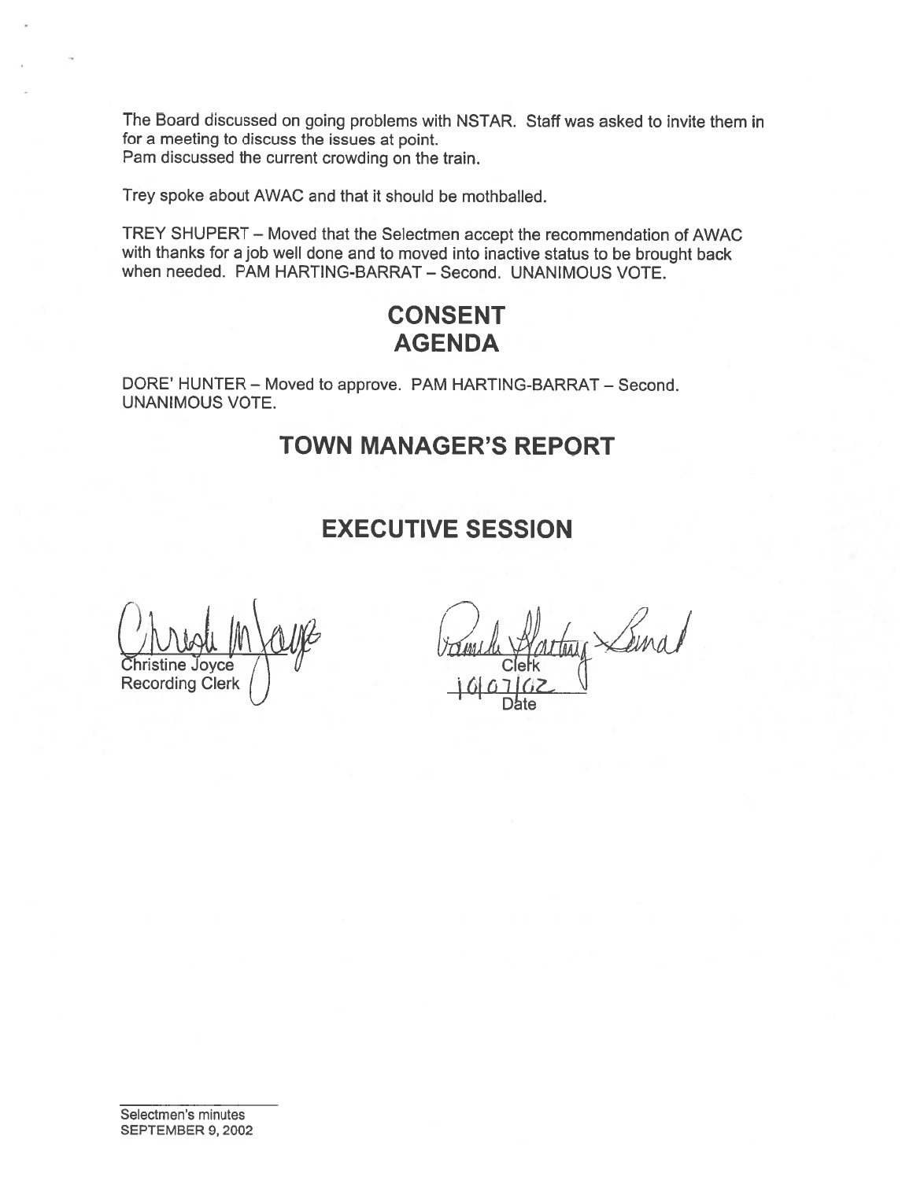The Board discussed on going problems with NSTAR. Staff was asked to invite them in for a meeting to discuss the issues at point.
Pam discussed the current crowding on the train.

Trey spoke about AWAC and that it should be mothballed.

TREY SHUPERT – Moved that the Selectmen accept the recommendation of AWAC with thanks for a job well done and to moved into inactive status to be brought back when needed. PAM HARTING-BARRAT – Second. UNANIMOUS VOTE.

# CONSENT AGENDA

DORE' HUNTER – Moved to approve. PAM HARTING-BARRAT – Second. UNANIMOUS VOTE.

# TOWN MANAGER'S REPORT

# EXECUTIVE SESSION

Christine Joyce
Recording Clerk

Clerk
10/07/02
Date

Selectmen's minutes
SEPTEMBER 9, 2002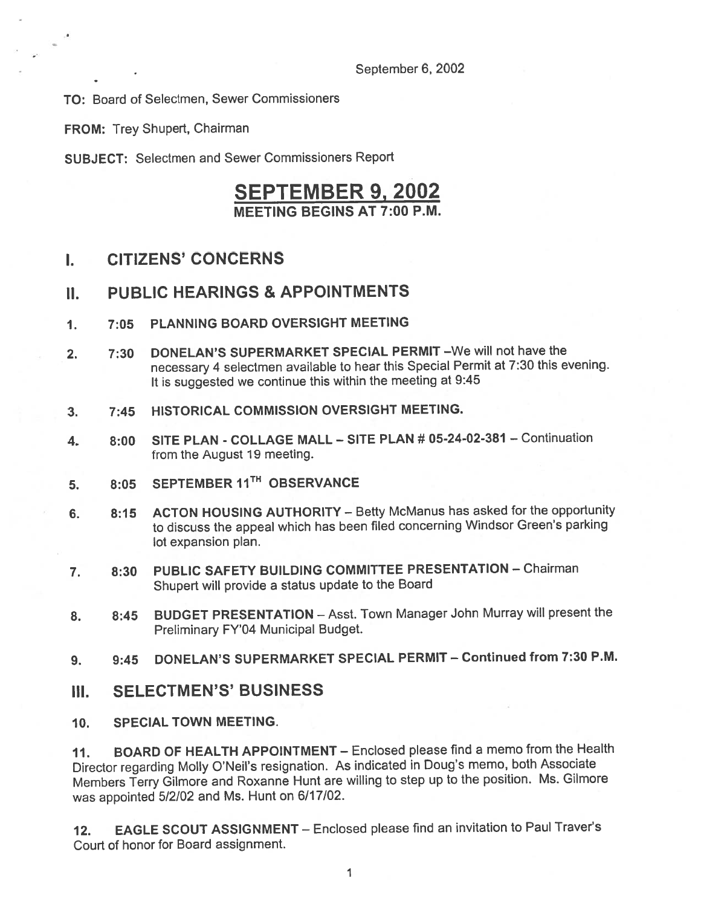September 6, 2002

**TO:** Board of Selectmen, Sewer Commissioners

**FROM:** Trey Shupert, Chairman

**SUBJECT:** Selectmen and Sewer Commissioners Report

# SEPTEMBER 9, 2002

**MEETING BEGINS AT 7:00 P.M.**

## I. CITIZENS' CONCERNS

## II. PUBLIC HEARINGS & APPOINTMENTS

1. **7:05 PLANNING BOARD OVERSIGHT MEETING**

2. **7:30 DONELAN'S SUPERMARKET SPECIAL PERMIT** –We will not have the necessary 4 selectmen available to hear this Special Permit at 7:30 this evening. It is suggested we continue this within the meeting at 9:45

3. **7:45 HISTORICAL COMMISSION OVERSIGHT MEETING.**

4. **8:00 SITE PLAN - COLLAGE MALL – SITE PLAN # 05-24-02-381** – Continuation from the August 19 meeting.

5. **8:05 SEPTEMBER 11TH OBSERVANCE**

6. **8:15 ACTON HOUSING AUTHORITY** – Betty McManus has asked for the opportunity to discuss the appeal which has been filed concerning Windsor Green's parking lot expansion plan.

7. **8:30 PUBLIC SAFETY BUILDING COMMITTEE PRESENTATION** – Chairman Shupert will provide a status update to the Board

8. **8:45 BUDGET PRESENTATION** – Asst. Town Manager John Murray will present the Preliminary FY'04 Municipal Budget.

9. **9:45 DONELAN'S SUPERMARKET SPECIAL PERMIT – Continued from 7:30 P.M.**

## III. SELECTMEN'S' BUSINESS

10. **SPECIAL TOWN MEETING.**

11. **BOARD OF HEALTH APPOINTMENT** – Enclosed please find a memo from the Health Director regarding Molly O'Neil's resignation. As indicated in Doug's memo, both Associate Members Terry Gilmore and Roxanne Hunt are willing to step up to the position. Ms. Gilmore was appointed 5/2/02 and Ms. Hunt on 6/17/02.

12. **EAGLE SCOUT ASSIGNMENT** – Enclosed please find an invitation to Paul Traver's Court of honor for Board assignment.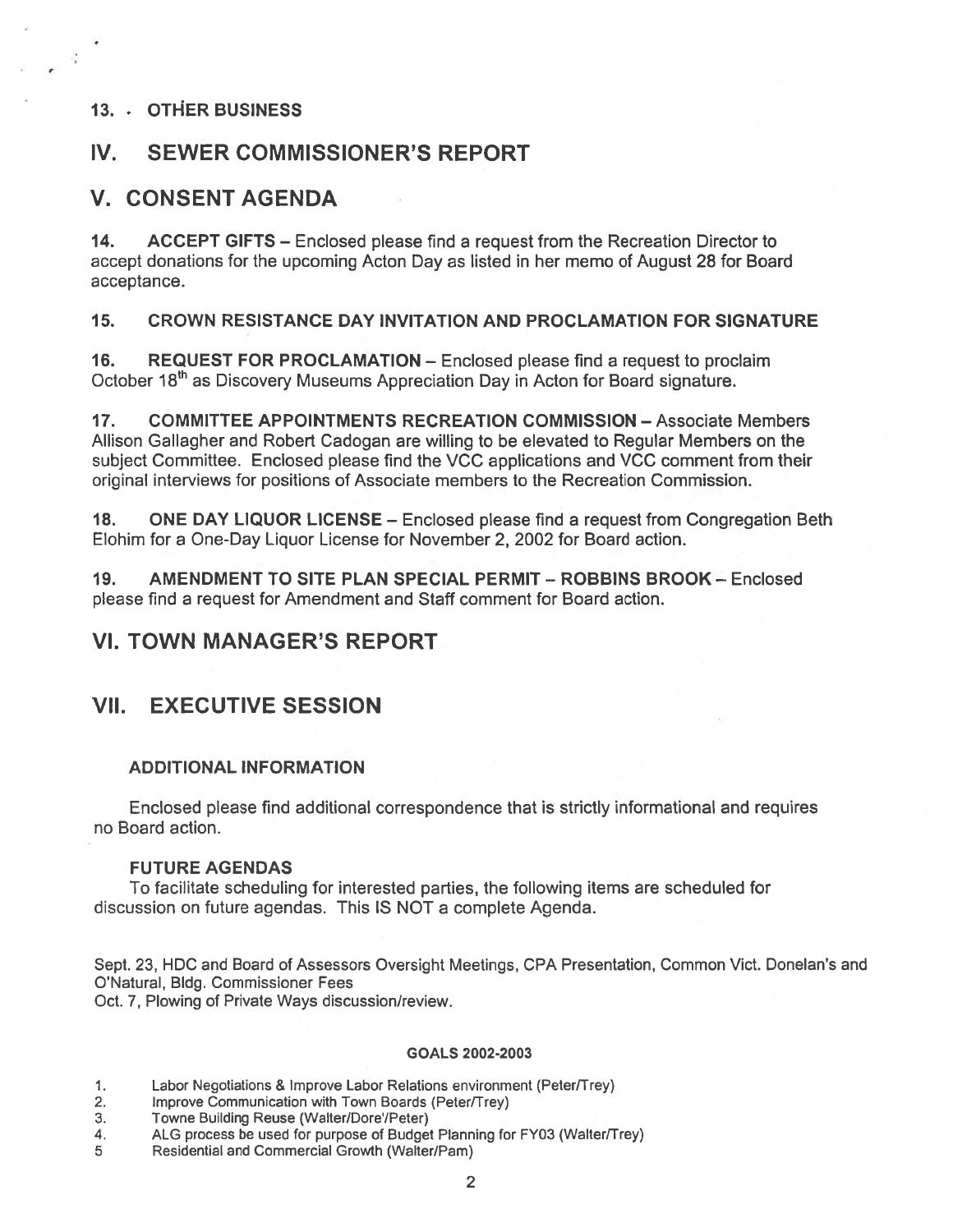**13. OTHER BUSINESS**

## IV. SEWER COMMISSIONER'S REPORT

## V. CONSENT AGENDA

**14. ACCEPT GIFTS** – Enclosed please find a request from the Recreation Director to accept donations for the upcoming Acton Day as listed in her memo of August 28 for Board acceptance.

**15. CROWN RESISTANCE DAY INVITATION AND PROCLAMATION FOR SIGNATURE**

**16. REQUEST FOR PROCLAMATION** – Enclosed please find a request to proclaim October 18th as Discovery Museums Appreciation Day in Acton for Board signature.

**17. COMMITTEE APPOINTMENTS RECREATION COMMISSION** – Associate Members Allison Gallagher and Robert Cadogan are willing to be elevated to Regular Members on the subject Committee. Enclosed please find the VCC applications and VCC comment from their original interviews for positions of Associate members to the Recreation Commission.

**18. ONE DAY LIQUOR LICENSE** – Enclosed please find a request from Congregation Beth Elohim for a One-Day Liquor License for November 2, 2002 for Board action.

**19. AMENDMENT TO SITE PLAN SPECIAL PERMIT – ROBBINS BROOK** – Enclosed please find a request for Amendment and Staff comment for Board action.

## VI. TOWN MANAGER'S REPORT

## VII. EXECUTIVE SESSION

### ADDITIONAL INFORMATION

Enclosed please find additional correspondence that is strictly informational and requires no Board action.

### FUTURE AGENDAS

To facilitate scheduling for interested parties, the following items are scheduled for discussion on future agendas. This IS NOT a complete Agenda.

Sept. 23, HDC and Board of Assessors Oversight Meetings, CPA Presentation, Common Vict. Donelan's and O'Natural, Bldg. Commissioner Fees
Oct. 7, Plowing of Private Ways discussion/review.

**GOALS 2002-2003**

1. Labor Negotiations & Improve Labor Relations environment (Peter/Trey)
2. Improve Communication with Town Boards (Peter/Trey)
3. Towne Building Reuse (Walter/Dore'/Peter)
4. ALG process be used for purpose of Budget Planning for FY03 (Walter/Trey)
5. Residential and Commercial Growth (Walter/Pam)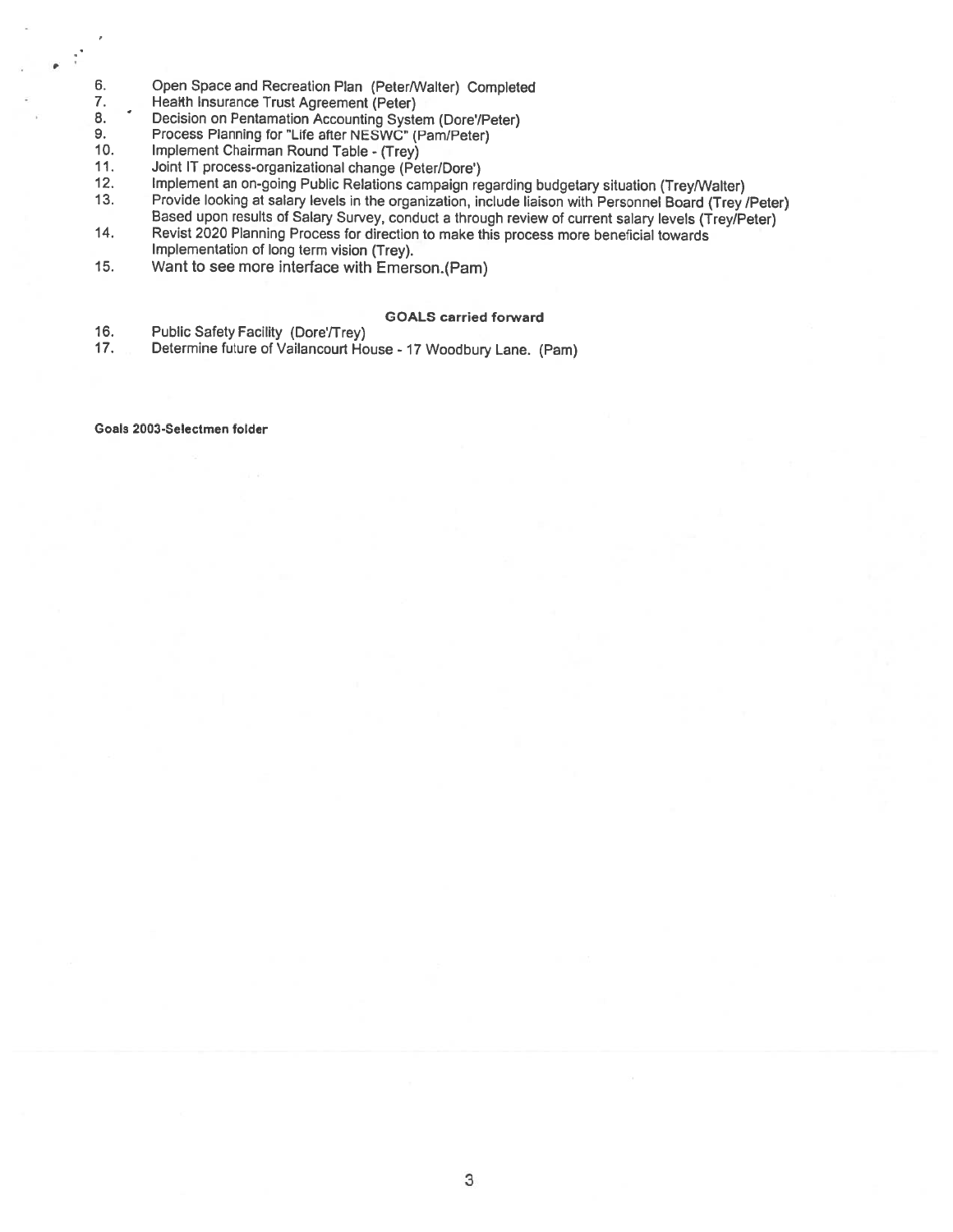6. Open Space and Recreation Plan (Peter/Walter) Completed
7. Health Insurance Trust Agreement (Peter)
8. Decision on Pentamation Accounting System (Dore'/Peter)
9. Process Planning for "Life after NESWC" (Pam/Peter)
10. Implement Chairman Round Table - (Trey)
11. Joint IT process-organizational change (Peter/Dore')
12. Implement an on-going Public Relations campaign regarding budgetary situation (Trey/Walter)
13. Provide looking at salary levels in the organization, include liaison with Personnel Board (Trey /Peter) Based upon results of Salary Survey, conduct a through review of current salary levels (Trey/Peter)
14. Revist 2020 Planning Process for direction to make this process more beneficial towards Implementation of long term vision (Trey).
15. Want to see more interface with Emerson.(Pam)

**GOALS carried forward**

16. Public Safety Facility (Dore'/Trey)
17. Determine future of Vailancourt House - 17 Woodbury Lane. (Pam)

**Goals 2003-Selectmen folder**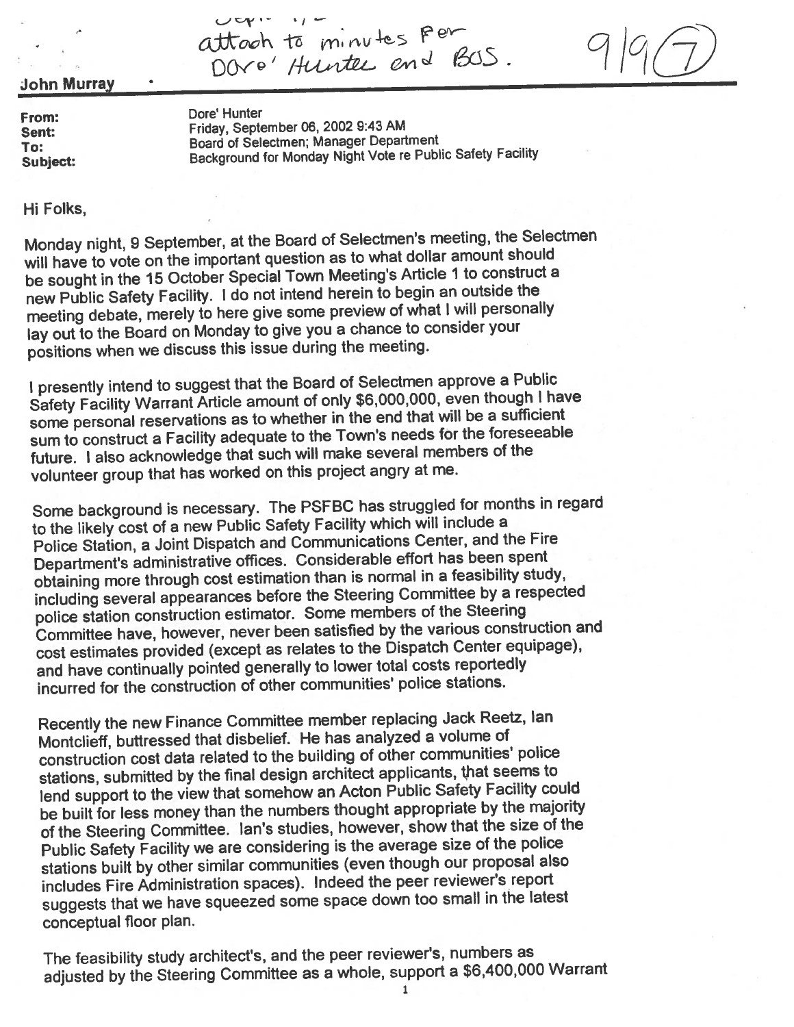Sept. 1/2
attach to minutes per
Dore' Hunter and BOS.

9/9 (7)

**John Murray**

**From:** Dore' Hunter
**Sent:** Friday, September 06, 2002 9:43 AM
**To:** Board of Selectmen; Manager Department
**Subject:** Background for Monday Night Vote re Public Safety Facility

Hi Folks,

Monday night, 9 September, at the Board of Selectmen's meeting, the Selectmen will have to vote on the important question as to what dollar amount should be sought in the 15 October Special Town Meeting's Article 1 to construct a new Public Safety Facility. I do not intend herein to begin an outside the meeting debate, merely to here give some preview of what I will personally lay out to the Board on Monday to give you a chance to consider your positions when we discuss this issue during the meeting.

I presently intend to suggest that the Board of Selectmen approve a Public Safety Facility Warrant Article amount of only $6,000,000, even though I have some personal reservations as to whether in the end that will be a sufficient sum to construct a Facility adequate to the Town's needs for the foreseeable future. I also acknowledge that such will make several members of the volunteer group that has worked on this project angry at me.

Some background is necessary. The PSFBC has struggled for months in regard to the likely cost of a new Public Safety Facility which will include a Police Station, a Joint Dispatch and Communications Center, and the Fire Department's administrative offices. Considerable effort has been spent obtaining more through cost estimation than is normal in a feasibility study, including several appearances before the Steering Committee by a respected police station construction estimator. Some members of the Steering Committee have, however, never been satisfied by the various construction and cost estimates provided (except as relates to the Dispatch Center equipage), and have continually pointed generally to lower total costs reportedly incurred for the construction of other communities' police stations.

Recently the new Finance Committee member replacing Jack Reetz, Ian Montclieff, buttressed that disbelief. He has analyzed a volume of construction cost data related to the building of other communities' police stations, submitted by the final design architect applicants, that seems to lend support to the view that somehow an Acton Public Safety Facility could be built for less money than the numbers thought appropriate by the majority of the Steering Committee. Ian's studies, however, show that the size of the Public Safety Facility we are considering is the average size of the police stations built by other similar communities (even though our proposal also includes Fire Administration spaces). Indeed the peer reviewer's report suggests that we have squeezed some space down too small in the latest conceptual floor plan.

The feasibility study architect's, and the peer reviewer's, numbers as adjusted by the Steering Committee as a whole, support a $6,400,000 Warrant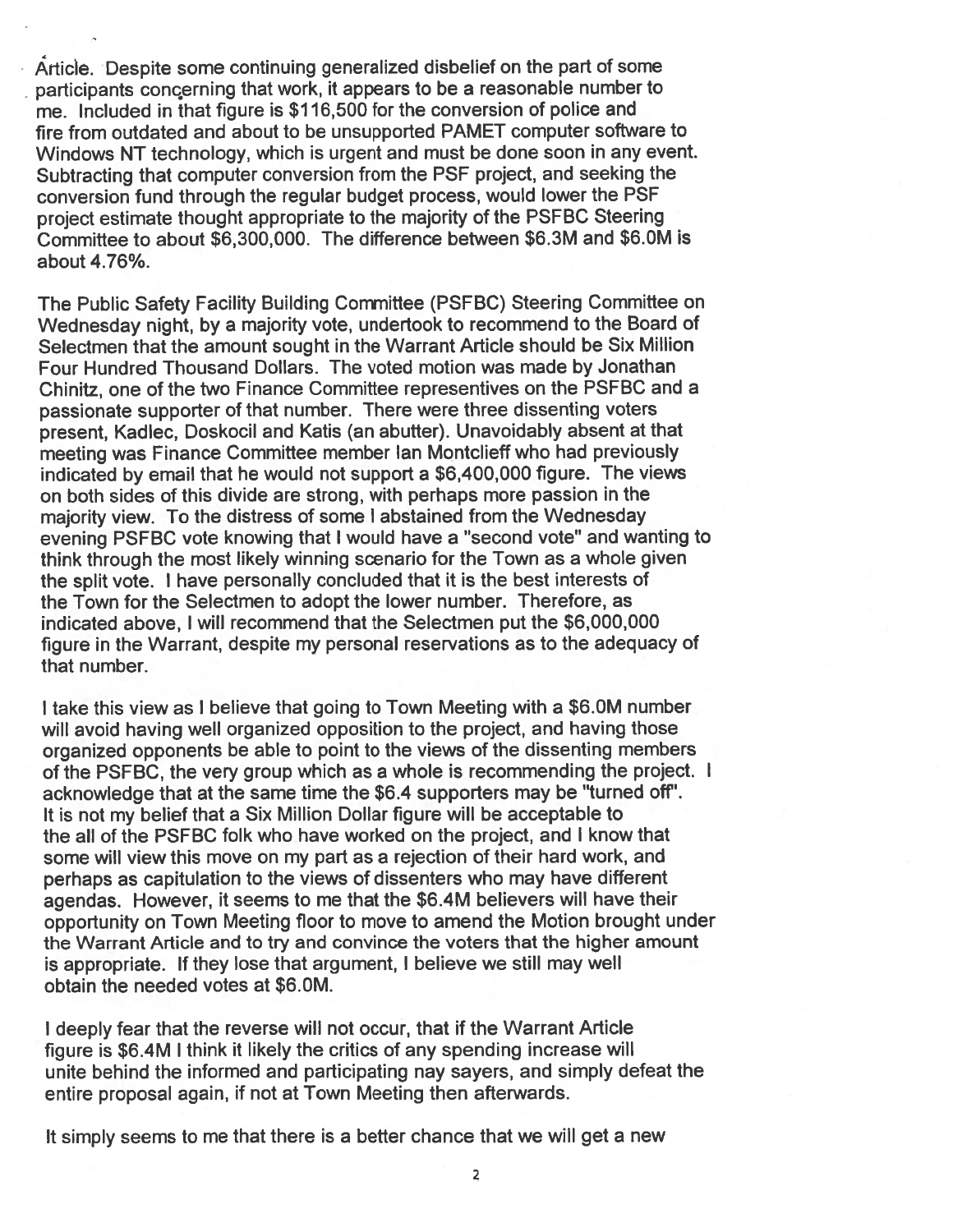Article. Despite some continuing generalized disbelief on the part of some participants concerning that work, it appears to be a reasonable number to me. Included in that figure is $116,500 for the conversion of police and fire from outdated and about to be unsupported PAMET computer software to Windows NT technology, which is urgent and must be done soon in any event. Subtracting that computer conversion from the PSF project, and seeking the conversion fund through the regular budget process, would lower the PSF project estimate thought appropriate to the majority of the PSFBC Steering Committee to about $6,300,000. The difference between $6.3M and $6.0M is about 4.76%.

The Public Safety Facility Building Committee (PSFBC) Steering Committee on Wednesday night, by a majority vote, undertook to recommend to the Board of Selectmen that the amount sought in the Warrant Article should be Six Million Four Hundred Thousand Dollars. The voted motion was made by Jonathan Chinitz, one of the two Finance Committee representives on the PSFBC and a passionate supporter of that number. There were three dissenting voters present, Kadlec, Doskocil and Katis (an abutter). Unavoidably absent at that meeting was Finance Committee member Ian Montclieff who had previously indicated by email that he would not support a $6,400,000 figure. The views on both sides of this divide are strong, with perhaps more passion in the majority view. To the distress of some I abstained from the Wednesday evening PSFBC vote knowing that I would have a "second vote" and wanting to think through the most likely winning scenario for the Town as a whole given the split vote. I have personally concluded that it is the best interests of the Town for the Selectmen to adopt the lower number. Therefore, as indicated above, I will recommend that the Selectmen put the $6,000,000 figure in the Warrant, despite my personal reservations as to the adequacy of that number.

I take this view as I believe that going to Town Meeting with a $6.0M number will avoid having well organized opposition to the project, and having those organized opponents be able to point to the views of the dissenting members of the PSFBC, the very group which as a whole is recommending the project. I acknowledge that at the same time the $6.4 supporters may be "turned off". It is not my belief that a Six Million Dollar figure will be acceptable to the all of the PSFBC folk who have worked on the project, and I know that some will view this move on my part as a rejection of their hard work, and perhaps as capitulation to the views of dissenters who may have different agendas. However, it seems to me that the $6.4M believers will have their opportunity on Town Meeting floor to move to amend the Motion brought under the Warrant Article and to try and convince the voters that the higher amount is appropriate. If they lose that argument, I believe we still may well obtain the needed votes at $6.0M.

I deeply fear that the reverse will not occur, that if the Warrant Article figure is $6.4M I think it likely the critics of any spending increase will unite behind the informed and participating nay sayers, and simply defeat the entire proposal again, if not at Town Meeting then afterwards.

It simply seems to me that there is a better chance that we will get a new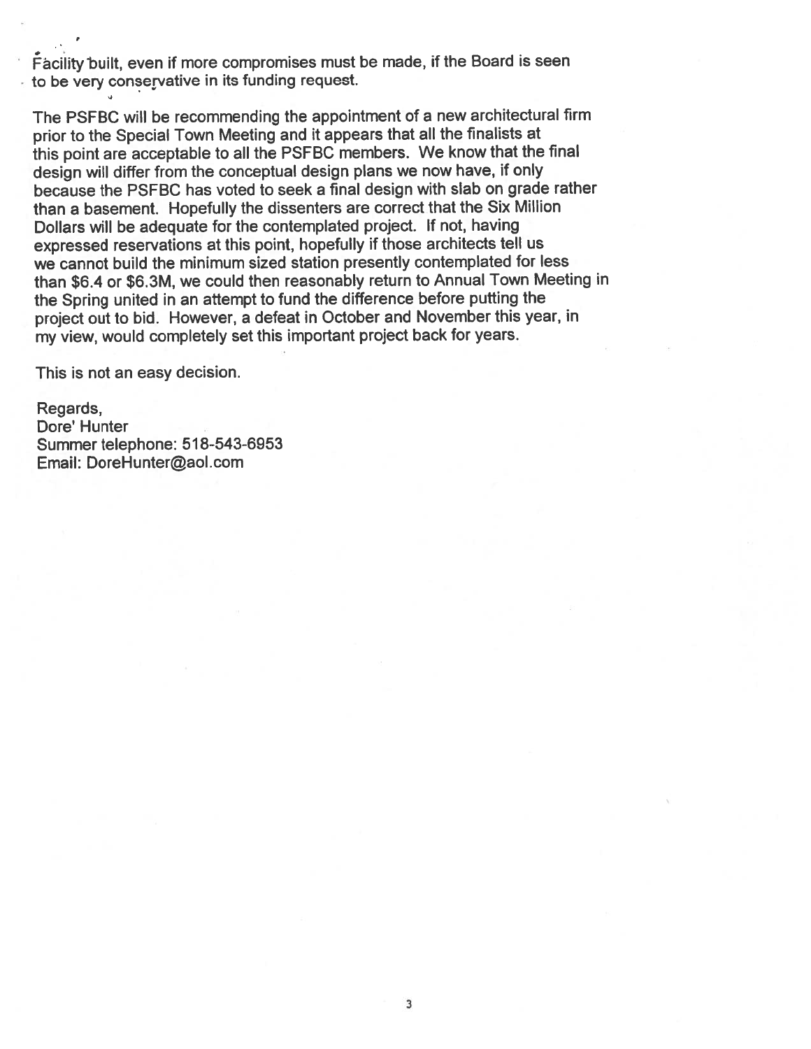Facility built, even if more compromises must be made, if the Board is seen to be very conservative in its funding request.

The PSFBC will be recommending the appointment of a new architectural firm prior to the Special Town Meeting and it appears that all the finalists at this point are acceptable to all the PSFBC members. We know that the final design will differ from the conceptual design plans we now have, if only because the PSFBC has voted to seek a final design with slab on grade rather than a basement. Hopefully the dissenters are correct that the Six Million Dollars will be adequate for the contemplated project. If not, having expressed reservations at this point, hopefully if those architects tell us we cannot build the minimum sized station presently contemplated for less than \$6.4 or \$6.3M, we could then reasonably return to Annual Town Meeting in the Spring united in an attempt to fund the difference before putting the project out to bid. However, a defeat in October and November this year, in my view, would completely set this important project back for years.

This is not an easy decision.

Regards,
Dore' Hunter
Summer telephone: 518-543-6953
Email: DoreHunter@aol.com